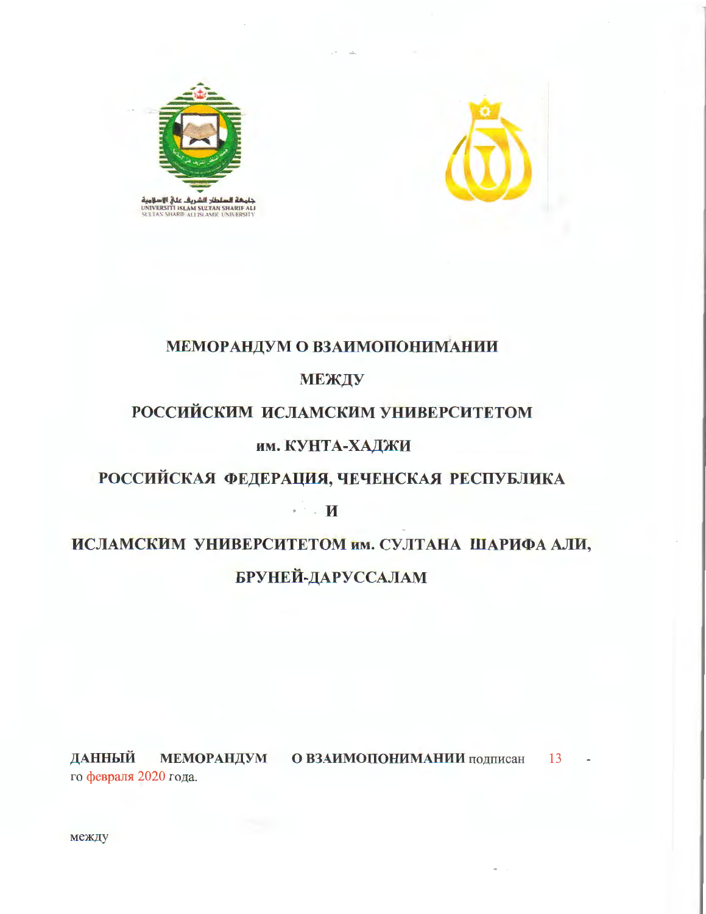جامعة السلطان الشريف علي الإسلامية
UNIVERSITI ISLAM SULTAN SHARIF ALI
SULTAN SHARIF ALI ISLAMIC UNIVERSITY

# МЕМОРАНДУМ О ВЗАИМОПОНИМАНИИ

## МЕЖДУ

## РОССИЙСКИМ ИСЛАМСКИМ УНИВЕРСИТЕТОМ

## им. КУНТА-ХАДЖИ

## РОССИЙСКАЯ ФЕДЕРАЦИЯ, ЧЕЧЕНСКАЯ РЕСПУБЛИКА

## И

## ИСЛАМСКИМ УНИВЕРСИТЕТОМ им. СУЛТАНА ШАРИФА АЛИ,

## БРУНЕЙ-ДАРУССАЛАМ

**ДАННЫЙ МЕМОРАНДУМ О ВЗАИМОПОНИМАНИИ** подписан 13 -го февраля 2020 года.

между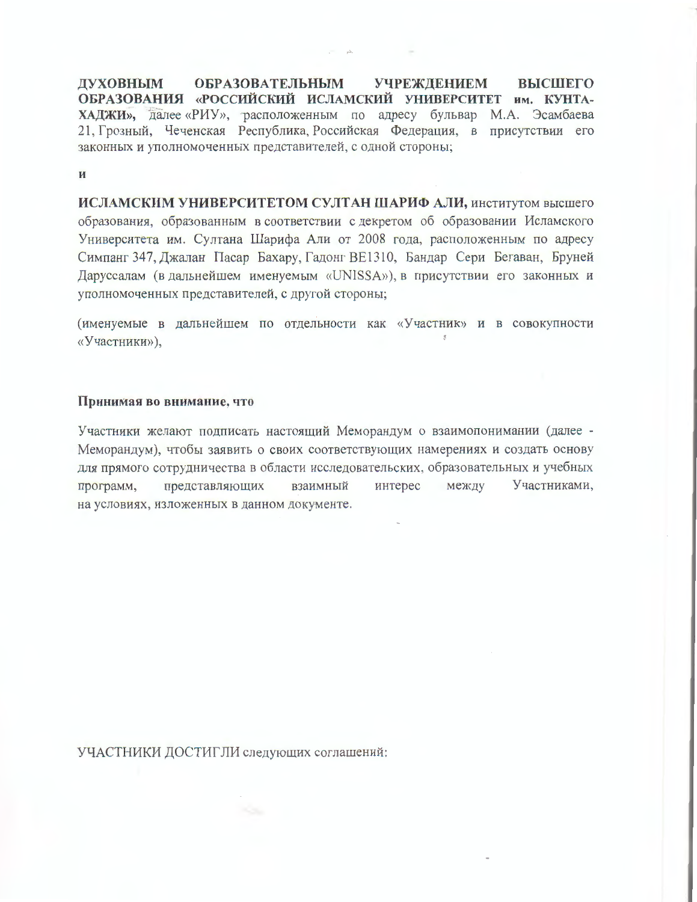**ДУХОВНЫМ ОБРАЗОВАТЕЛЬНЫМ УЧРЕЖДЕНИЕМ ВЫСШЕГО ОБРАЗОВАНИЯ «РОССИЙСКИЙ ИСЛАМСКИЙ УНИВЕРСИТЕТ им. КУНТА-ХАДЖИ»,** далее «РИУ», расположенным по адресу бульвар М.А. Эсамбаева 21, Грозный, Чеченская Республика, Российская Федерация, в присутствии его законных и уполномоченных представителей, с одной стороны;

**и**

**ИСЛАМСКИМ УНИВЕРСИТЕТОМ СУЛТАН ШАРИФ АЛИ,** институтом высшего образования, образованным в соответствии с декретом об образовании Исламского Университета им. Султана Шарифа Али от 2008 года, расположенным по адресу Симпанг 347, Джалан Пасар Бахару, Гадонг BE1310, Бандар Сери Бегаван, Бруней Даруссалам (в дальнейшем именуемым «UNISSA»), в присутствии его законных и уполномоченных представителей, с другой стороны;

(именуемые в дальнейшем по отдельности как «Участник» и в совокупности «Участники»),

**Принимая во внимание, что**

Участники желают подписать настоящий Меморандум о взаимопонимании (далее - Меморандум), чтобы заявить о своих соответствующих намерениях и создать основу для прямого сотрудничества в области исследовательских, образовательных и учебных программ, представляющих взаимный интерес между Участниками, на условиях, изложенных в данном документе.

УЧАСТНИКИ ДОСТИГЛИ следующих соглашений: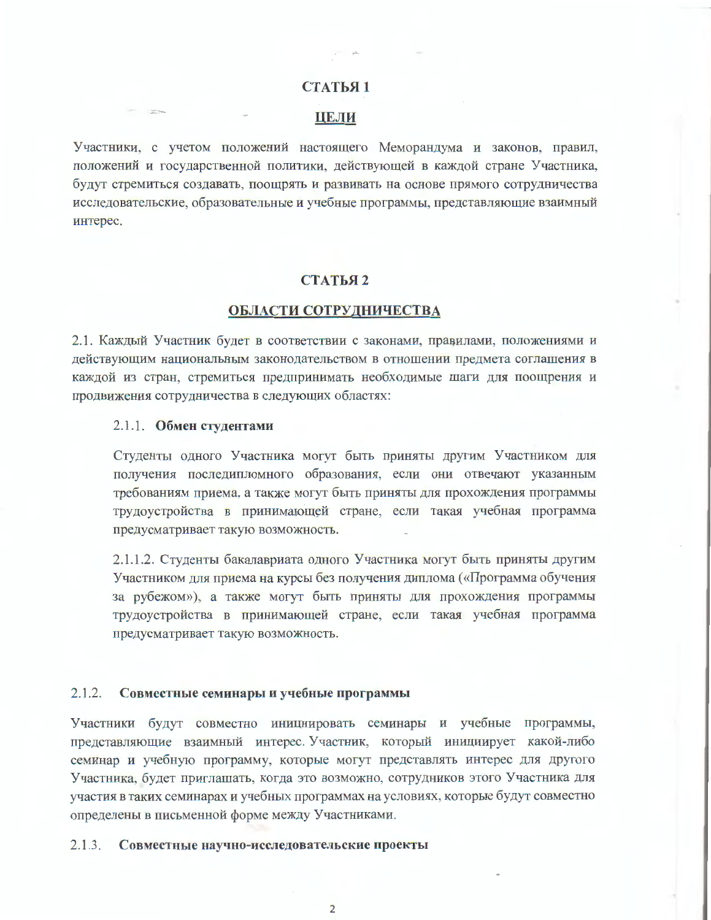## СТАТЬЯ 1

## ЦЕЛИ

Участники, с учетом положений настоящего Меморандума и законов, правил, положений и государственной политики, действующей в каждой стране Участника, будут стремиться создавать, поощрять и развивать на основе прямого сотрудничества исследовательские, образовательные и учебные программы, представляющие взаимный интерес.

## СТАТЬЯ 2

## ОБЛАСТИ СОТРУДНИЧЕСТВА

2.1. Каждый Участник будет в соответствии с законами, правилами, положениями и действующим национальным законодательством в отношении предмета соглашения в каждой из стран, стремиться предпринимать необходимые шаги для поощрения и продвижения сотрудничества в следующих областях:

2.1.1. **Обмен студентами**

Студенты одного Участника могут быть приняты другим Участником для получения последипломного образования, если они отвечают указанным требованиям приема, а также могут быть приняты для прохождения программы трудоустройства в принимающей стране, если такая учебная программа предусматривает такую возможность.

2.1.1.2. Студенты бакалавриата одного Участника могут быть приняты другим Участником для приема на курсы без получения диплома («Программа обучения за рубежом»), а также могут быть приняты для прохождения программы трудоустройства в принимающей стране, если такая учебная программа предусматривает такую возможность.

### 2.1.2. Совместные семинары и учебные программы

Участники будут совместно инициировать семинары и учебные программы, представляющие взаимный интерес. Участник, который инициирует какой-либо семинар и учебную программу, которые могут представлять интерес для другого Участника, будет приглашать, когда это возможно, сотрудников этого Участника для участия в таких семинарах и учебных программах на условиях, которые будут совместно определены в письменной форме между Участниками.

### 2.1.3. Совместные научно-исследовательские проекты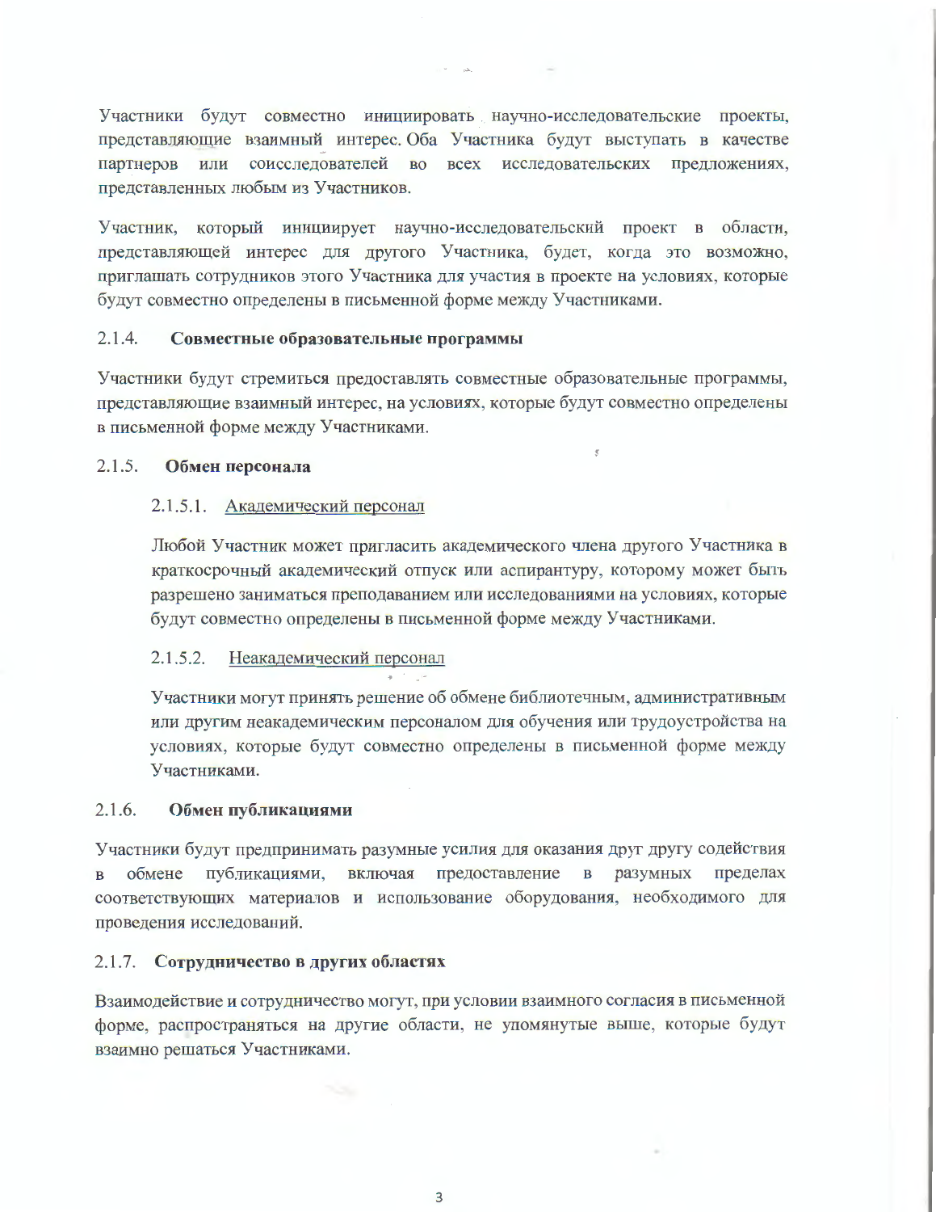Участники будут совместно инициировать научно-исследовательские проекты, представляющие взаимный интерес. Оба Участника будут выступать в качестве партнеров или соисследователей во всех исследовательских предложениях, представленных любым из Участников.

Участник, который инициирует научно-исследовательский проект в области, представляющей интерес для другого Участника, будет, когда это возможно, приглашать сотрудников этого Участника для участия в проекте на условиях, которые будут совместно определены в письменной форме между Участниками.

### 2.1.4. Совместные образовательные программы

Участники будут стремиться предоставлять совместные образовательные программы, представляющие взаимный интерес, на условиях, которые будут совместно определены в письменной форме между Участниками.

### 2.1.5. Обмен персонала

#### 2.1.5.1. Академический персонал

Любой Участник может пригласить академического члена другого Участника в краткосрочный академический отпуск или аспирантуру, которому может быть разрешено заниматься преподаванием или исследованиями на условиях, которые будут совместно определены в письменной форме между Участниками.

#### 2.1.5.2. Неакадемический персонал

Участники могут принять решение об обмене библиотечным, административным или другим неакадемическим персоналом для обучения или трудоустройства на условиях, которые будут совместно определены в письменной форме между Участниками.

### 2.1.6. Обмен публикациями

Участники будут предпринимать разумные усилия для оказания друг другу содействия в обмене публикациями, включая предоставление в разумных пределах соответствующих материалов и использование оборудования, необходимого для проведения исследований.

### 2.1.7. Сотрудничество в других областях

Взаимодействие и сотрудничество могут, при условии взаимного согласия в письменной форме, распространяться на другие области, не упомянутые выше, которые будут взаимно решаться Участниками.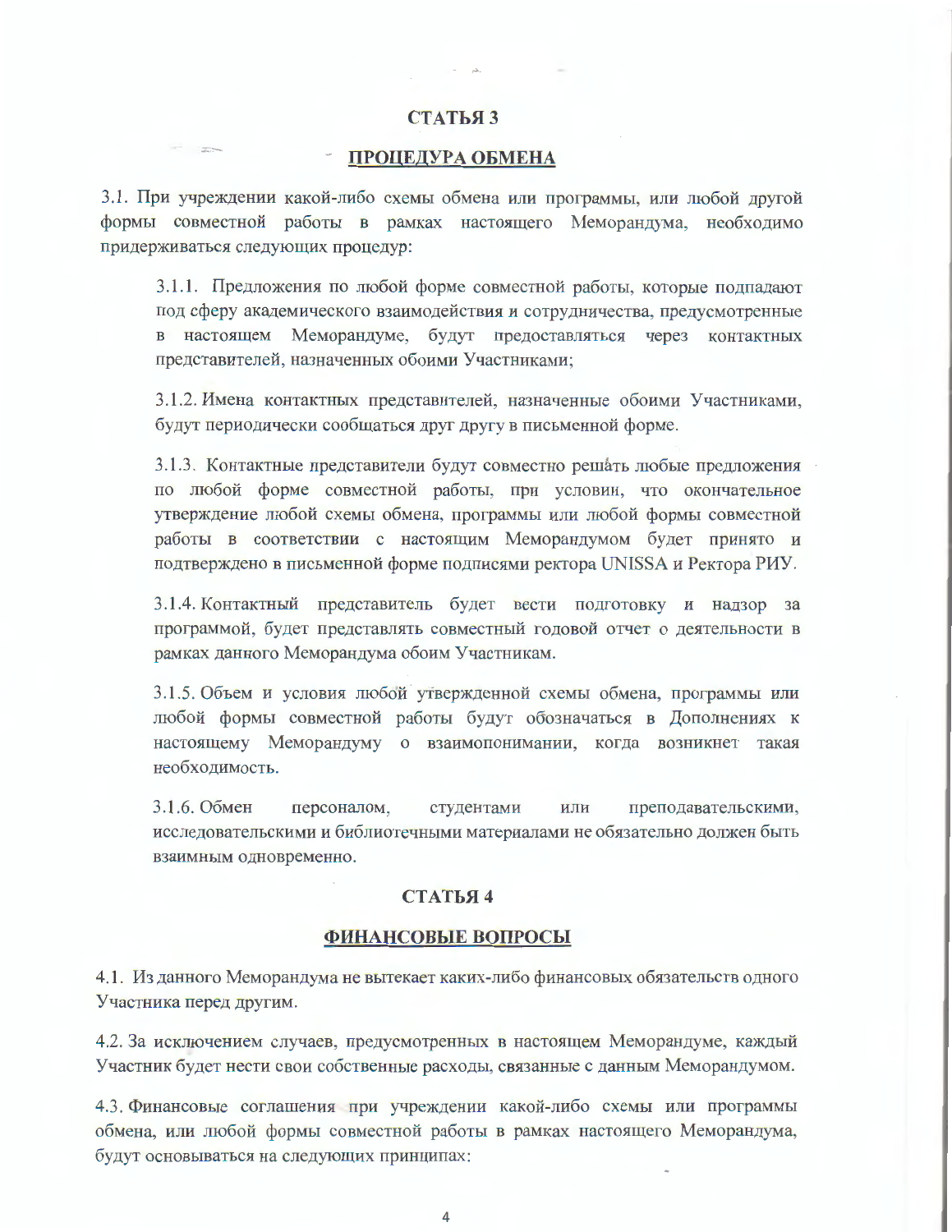## СТАТЬЯ 3

## ПРОЦЕДУРА ОБМЕНА

3.1. При учреждении какой-либо схемы обмена или программы, или любой другой формы совместной работы в рамках настоящего Меморандума, необходимо придерживаться следующих процедур:

3.1.1. Предложения по любой форме совместной работы, которые подпадают под сферу академического взаимодействия и сотрудничества, предусмотренные в настоящем Меморандуме, будут предоставляться через контактных представителей, назначенных обоими Участниками;

3.1.2. Имена контактных представителей, назначенные обоими Участниками, будут периодически сообщаться друг другу в письменной форме.

3.1.3. Контактные представители будут совместно решать любые предложения по любой форме совместной работы, при условии, что окончательное утверждение любой схемы обмена, программы или любой формы совместной работы в соответствии с настоящим Меморандумом будет принято и подтверждено в письменной форме подписями ректора UNISSA и Ректора РИУ.

3.1.4. Контактный представитель будет вести подготовку и надзор за программой, будет представлять совместный годовой отчет о деятельности в рамках данного Меморандума обоим Участникам.

3.1.5. Объем и условия любой утвержденной схемы обмена, программы или любой формы совместной работы будут обозначаться в Дополнениях к настоящему Меморандуму о взаимопонимании, когда возникнет такая необходимость.

3.1.6. Обмен персоналом, студентами или преподавательскими, исследовательскими и библиотечными материалами не обязательно должен быть взаимным одновременно.

## СТАТЬЯ 4

## ФИНАНСОВЫЕ ВОПРОСЫ

4.1. Из данного Меморандума не вытекает каких-либо финансовых обязательств одного Участника перед другим.

4.2. За исключением случаев, предусмотренных в настоящем Меморандуме, каждый Участник будет нести свои собственные расходы, связанные с данным Меморандумом.

4.3. Финансовые соглашения при учреждении какой-либо схемы или программы обмена, или любой формы совместной работы в рамках настоящего Меморандума, будут основываться на следующих принципах: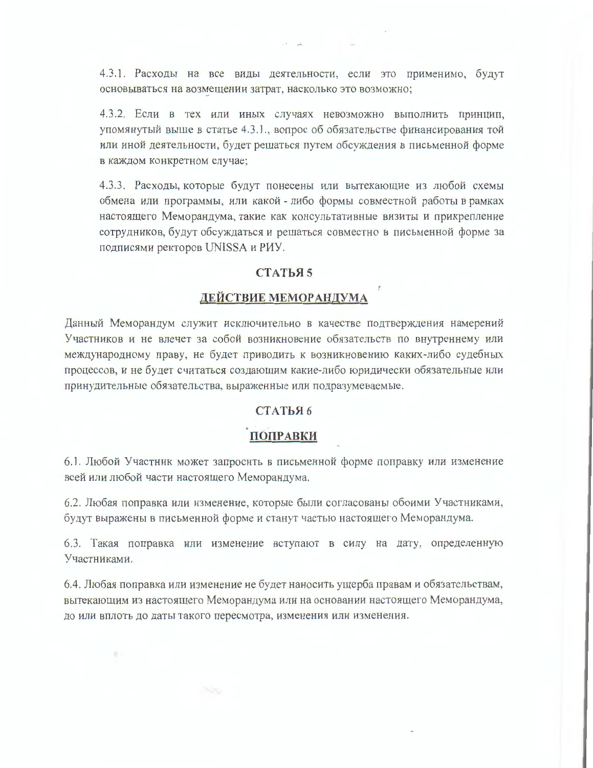4.3.1. Расходы на все виды деятельности, если это применимо, будут основываться на возмещении затрат, насколько это возможно;

4.3.2. Если в тех или иных случаях невозможно выполнить принцип, упомянутый выше в статье 4.3.1., вопрос об обязательстве финансирования той или иной деятельности, будет решаться путем обсуждения в письменной форме в каждом конкретном случае;

4.3.3. Расходы, которые будут понесены или вытекающие из любой схемы обмена или программы, или какой - либо формы совместной работы в рамках настоящего Меморандума, такие как консультативные визиты и прикрепление сотрудников, будут обсуждаться и решаться совместно в письменной форме за подписями ректоров UNISSA и РИУ.

## СТАТЬЯ 5

## ДЕЙСТВИЕ МЕМОРАНДУМА

Данный Меморандум служит исключительно в качестве подтверждения намерений Участников и не влечет за собой возникновение обязательств по внутреннему или международному праву, не будет приводить к возникновению каких-либо судебных процессов, и не будет считаться создающим какие-либо юридически обязательные или принудительные обязательства, выраженные или подразумеваемые.

## СТАТЬЯ 6

## ПОПРАВКИ

6.1. Любой Участник может запросить в письменной форме поправку или изменение всей или любой части настоящего Меморандума.

6.2. Любая поправка или изменение, которые были согласованы обоими Участниками, будут выражены в письменной форме и станут частью настоящего Меморандума.

6.3. Такая поправка или изменение вступают в силу на дату, определенную Участниками.

6.4. Любая поправка или изменение не будет наносить ущерба правам и обязательствам, вытекающим из настоящего Меморандума или на основании настоящего Меморандума, до или вплоть до даты такого пересмотра, изменения или изменения.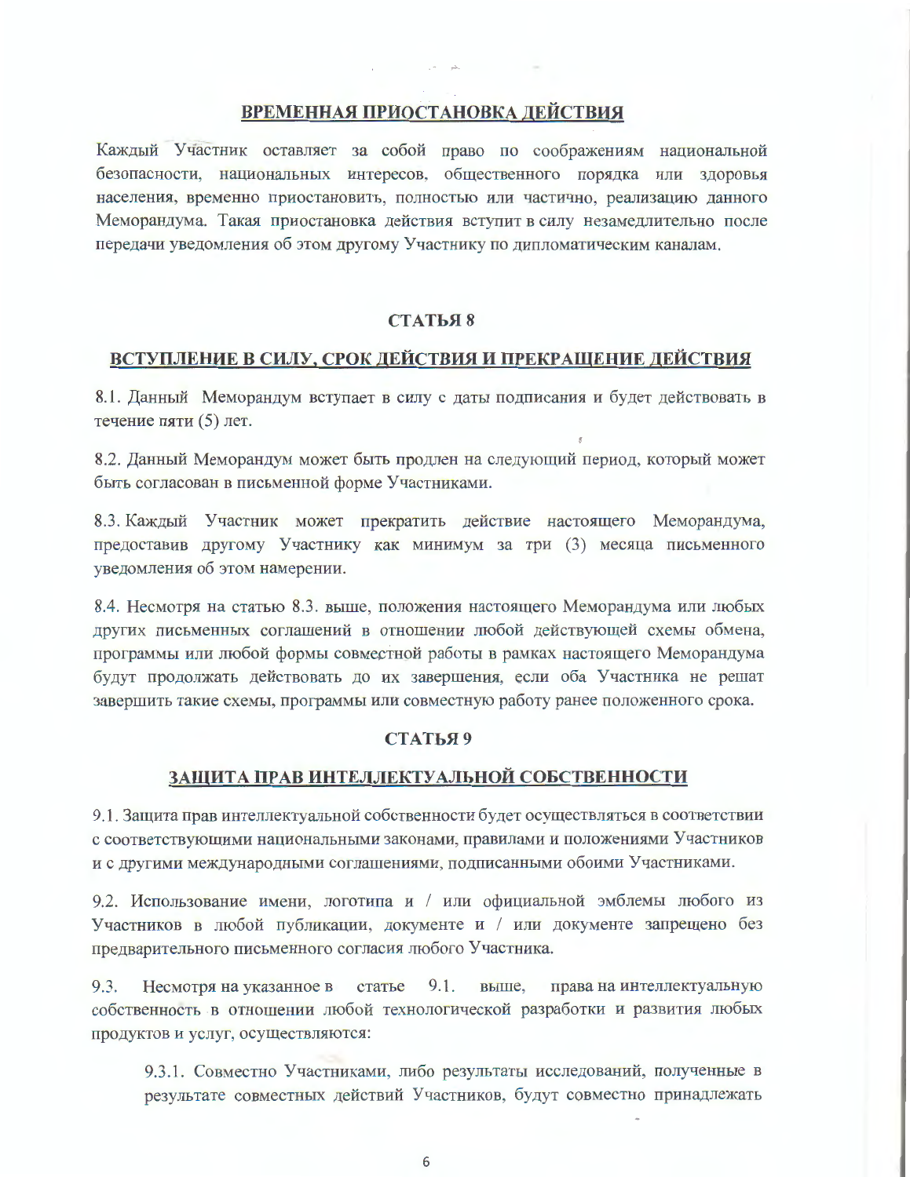## ВРЕМЕННАЯ ПРИОСТАНОВКА ДЕЙСТВИЯ

Каждый Участник оставляет за собой право по соображениям национальной безопасности, национальных интересов, общественного порядка или здоровья населения, временно приостановить, полностью или частично, реализацию данного Меморандума. Такая приостановка действия вступит в силу незамедлительно после передачи уведомления об этом другому Участнику по дипломатическим каналам.

## СТАТЬЯ 8

## ВСТУПЛЕНИЕ В СИЛУ, СРОК ДЕЙСТВИЯ И ПРЕКРАЩЕНИЕ ДЕЙСТВИЯ

8.1. Данный Меморандум вступает в силу с даты подписания и будет действовать в течение пяти (5) лет.

8.2. Данный Меморандум может быть продлен на следующий период, который может быть согласован в письменной форме Участниками.

8.3. Каждый Участник может прекратить действие настоящего Меморандума, предоставив другому Участнику как минимум за три (3) месяца письменного уведомления об этом намерении.

8.4. Несмотря на статью 8.3. выше, положения настоящего Меморандума или любых других письменных соглашений в отношении любой действующей схемы обмена, программы или любой формы совместной работы в рамках настоящего Меморандума будут продолжать действовать до их завершения, если оба Участника не решат завершить такие схемы, программы или совместную работу ранее положенного срока.

## СТАТЬЯ 9

## ЗАЩИТА ПРАВ ИНТЕЛЛЕКТУАЛЬНОЙ СОБСТВЕННОСТИ

9.1. Защита прав интеллектуальной собственности будет осуществляться в соответствии с соответствующими национальными законами, правилами и положениями Участников и с другими международными соглашениями, подписанными обоими Участниками.

9.2. Использование имени, логотипа и / или официальной эмблемы любого из Участников в любой публикации, документе и / или документе запрещено без предварительного письменного согласия любого Участника.

9.3. Несмотря на указанное в статье 9.1. выше, права на интеллектуальную собственность в отношении любой технологической разработки и развития любых продуктов и услуг, осуществляются:

9.3.1. Совместно Участниками, либо результаты исследований, полученные в результате совместных действий Участников, будут совместно принадлежать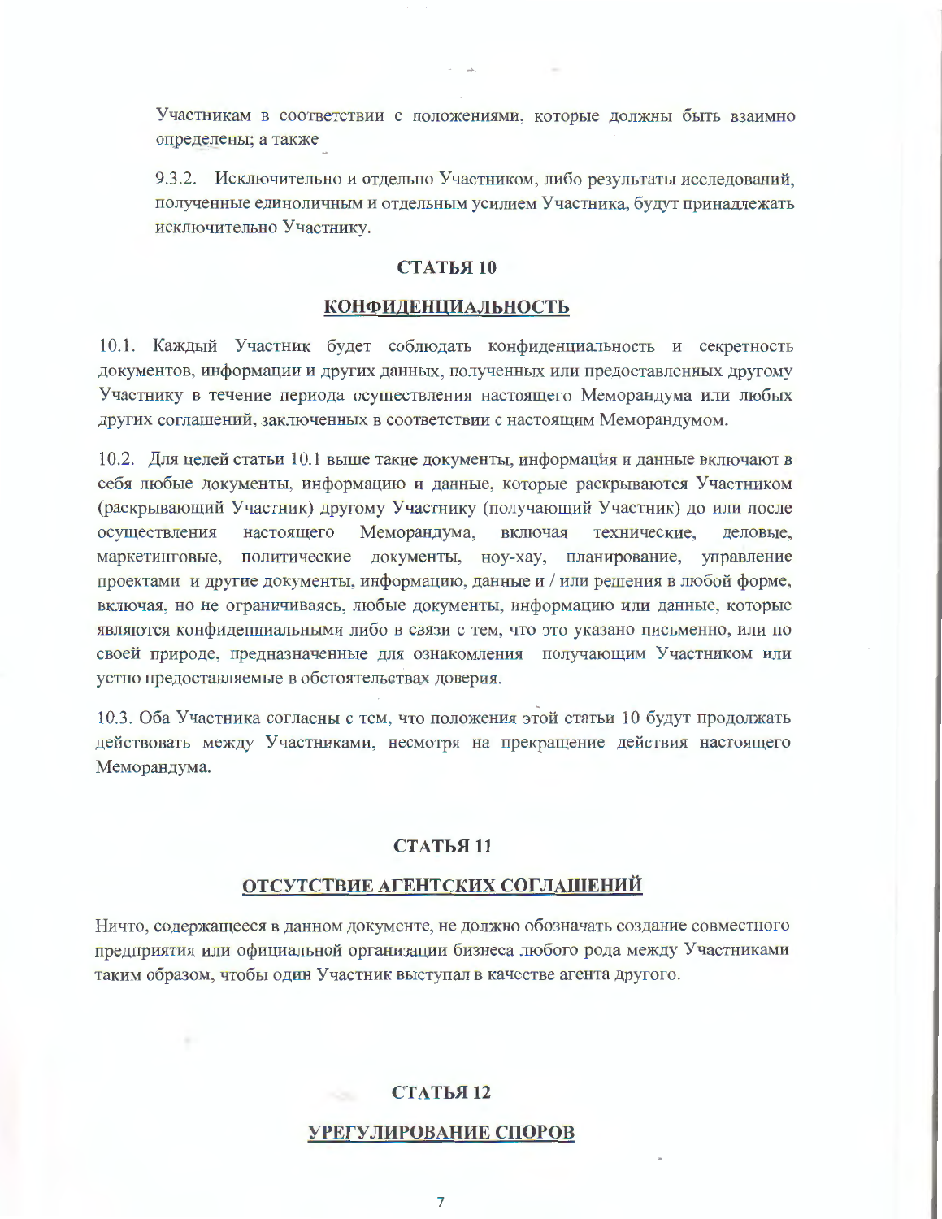Участникам в соответствии с положениями, которые должны быть взаимно определены; а также

9.3.2. Исключительно и отдельно Участником, либо результаты исследований, полученные единоличным и отдельным усилием Участника, будут принадлежать исключительно Участнику.

## СТАТЬЯ 10

## КОНФИДЕНЦИАЛЬНОСТЬ

10.1. Каждый Участник будет соблюдать конфиденциальность и секретность документов, информации и других данных, полученных или предоставленных другому Участнику в течение периода осуществления настоящего Меморандума или любых других соглашений, заключенных в соответствии с настоящим Меморандумом.

10.2. Для целей статьи 10.1 выше такие документы, информация и данные включают в себя любые документы, информацию и данные, которые раскрываются Участником (раскрывающий Участник) другому Участнику (получающий Участник) до или после осуществления настоящего Меморандума, включая технические, деловые, маркетинговые, политические документы, ноу-хау, планирование, управление проектами и другие документы, информацию, данные и / или решения в любой форме, включая, но не ограничиваясь, любые документы, информацию или данные, которые являются конфиденциальными либо в связи с тем, что это указано письменно, или по своей природе, предназначенные для ознакомления получающим Участником или устно предоставляемые в обстоятельствах доверия.

10.3. Оба Участника согласны с тем, что положения этой статьи 10 будут продолжать действовать между Участниками, несмотря на прекращение действия настоящего Меморандума.

## СТАТЬЯ 11

## ОТСУТСТВИЕ АГЕНТСКИХ СОГЛАШЕНИЙ

Ничто, содержащееся в данном документе, не должно обозначать создание совместного предприятия или официальной организации бизнеса любого рода между Участниками таким образом, чтобы один Участник выступал в качестве агента другого.

## СТАТЬЯ 12

## УРЕГУЛИРОВАНИЕ СПОРОВ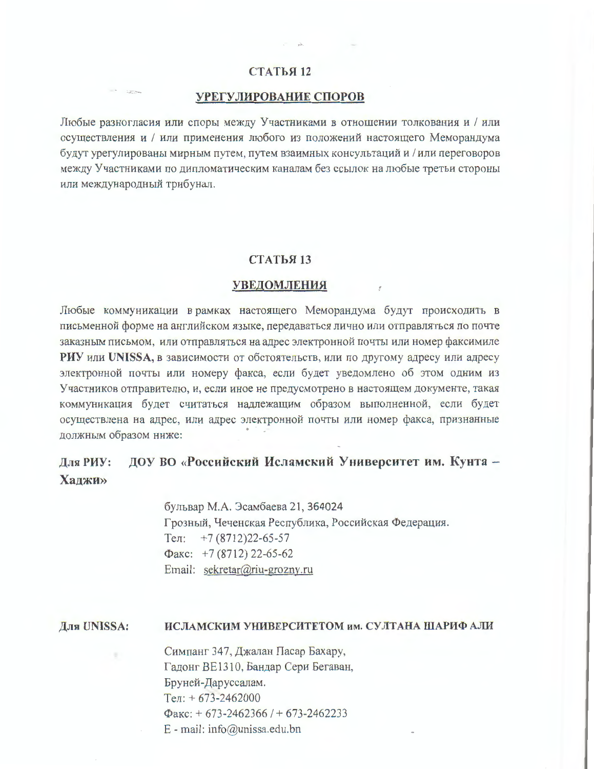## СТАТЬЯ 12

## УРЕГУЛИРОВАНИЕ СПОРОВ

Любые разногласия или споры между Участниками в отношении толкования и / или осуществления и / или применения любого из положений настоящего Меморандума будут урегулированы мирным путем, путем взаимных консультаций и / или переговоров между Участниками по дипломатическим каналам без ссылок на любые третьи стороны или международный трибунал.

## СТАТЬЯ 13

## УВЕДОМЛЕНИЯ

Любые коммуникации в рамках настоящего Меморандума будут происходить в письменной форме на английском языке, передаваться лично или отправляться по почте заказным письмом, или отправляться на адрес электронной почты или номер факсимиле **РИУ** или **UNISSA,** в зависимости от обстоятельств, или по другому адресу или адресу электронной почты или номеру факса, если будет уведомлено об этом одним из Участников отправителю, и, если иное не предусмотрено в настоящем документе, такая коммуникация будет считаться надлежащим образом выполненной, если будет осуществлена на адрес, или адрес электронной почты или номер факса, признанные должным образом ниже:

**Для РИУ: ДОУ ВО «Российский Исламский Университет им. Кунта – Хаджи»**

бульвар М.А. Эсамбаева 21, 364024
Грозный, Чеченская Республика, Российская Федерация.
Тел: +7 (8712)22-65-57
Факс: +7 (8712) 22-65-62
Email: sekretar@riu-grozny.ru

**Для UNISSA: ИСЛАМСКИМ УНИВЕРСИТЕТОМ им. СУЛТАНА ШАРИФ АЛИ**

Симпанг 347, Джалан Пасар Бахару,
Гадонг BE1310, Бандар Сери Бегаван,
Бруней-Даруссалам.
Тел: + 673-2462000
Факс: + 673-2462366 / + 673-2462233
E - mail: info@unissa.edu.bn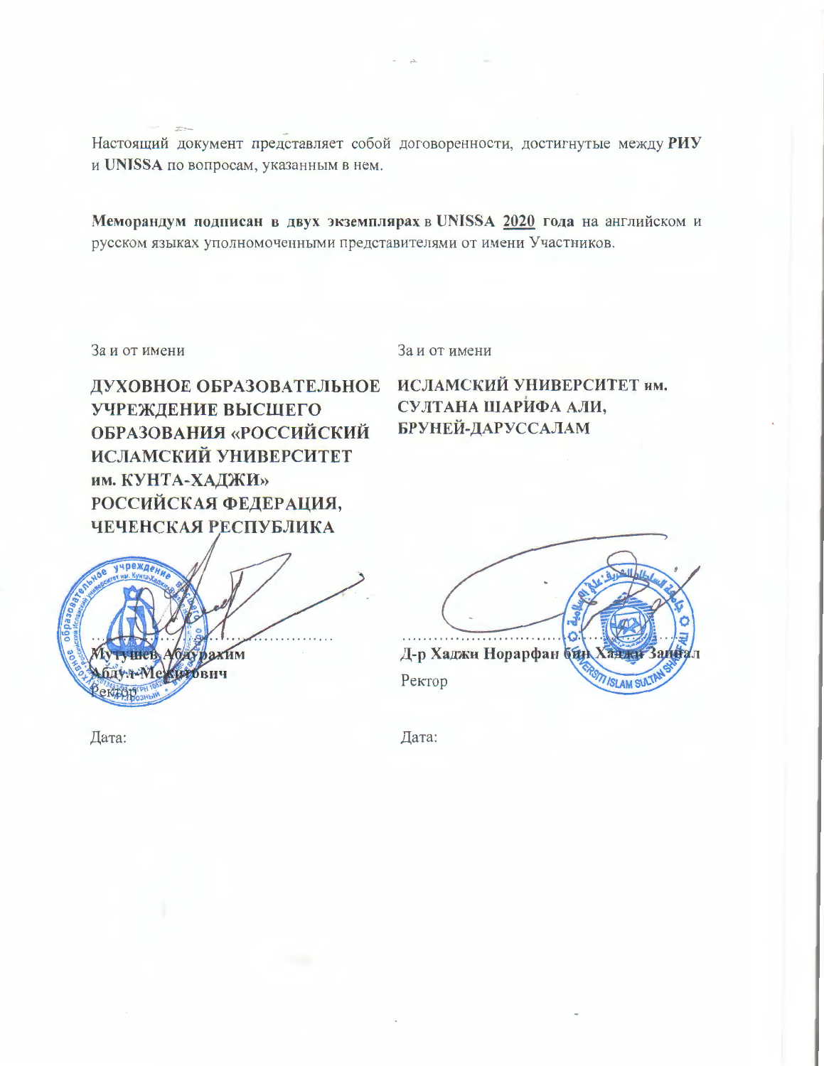Настоящий документ представляет собой договоренности, достигнутые между **РИУ** и **UNISSA** по вопросам, указанным в нем.

**Меморандум подписан в двух экземплярах** в **UNISSA** **2020 года** на английском и русском языках уполномоченными представителями от имени Участников.

За и от имени

**ДУХОВНОЕ ОБРАЗОВАТЕЛЬНОЕ УЧРЕЖДЕНИЕ ВЫСШЕГО ОБРАЗОВАНИЯ «РОССИЙСКИЙ ИСЛАМСКИЙ УНИВЕРСИТЕТ им. КУНТА-ХАДЖИ» РОССИЙСКАЯ ФЕДЕРАЦИЯ, ЧЕЧЕНСКАЯ РЕСПУБЛИКА**

.....................................

**Мутушев Абдурахим Абдул-Мекитович**

Ректор

Дата:

За и от имени

**ИСЛАМСКИЙ УНИВЕРСИТЕТ им. СУЛТАНА ШАРИФА АЛИ, БРУНЕЙ-ДАРУССАЛАМ**

.....................................

**Д-р Хаджи Норарфан бин Хаджи Зайнал**

Ректор

Дата: